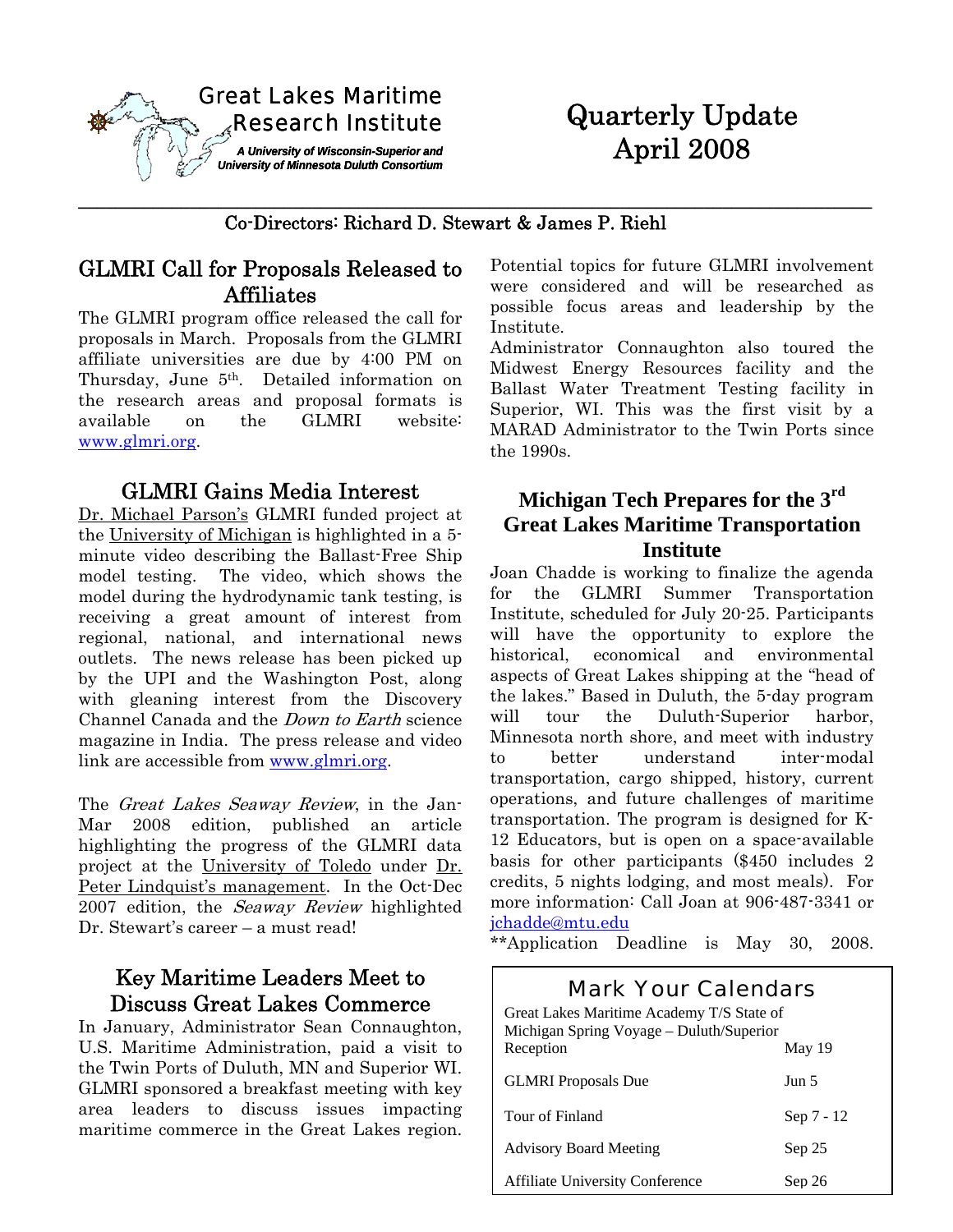Great Lakes Maritime Research Institute

*A University of Wisconsin-Superior and University of Minnesota Duluth Consortium*

# Quarterly Update April 2008

Co-Directors: Richard D. Stewart & James P. Riehl

## GLMRI Call for Proposals Released to Affiliates

The GLMRI program office released the call for proposals in March. Proposals from the GLMRI affiliate universities are due by 4:00 PM on Thursday, June 5th. Detailed information on the research areas and proposal formats is available on the GLMRI website: www.glmri.org.

## GLMRI Gains Media Interest

Dr. Michael Parson's GLMRI funded project at the University of Michigan is highlighted in a 5-minute video describing the Ballast-Free Ship model testing. The video, which shows the model during the hydrodynamic tank testing, is receiving a great amount of interest from regional, national, and international news outlets. The news release has been picked up by the UPI and the Washington Post, along with gleaning interest from the Discovery Channel Canada and the *Down to Earth* science magazine in India. The press release and video link are accessible from www.glmri.org.

The *Great Lakes Seaway Review*, in the Jan-Mar 2008 edition, published an article highlighting the progress of the GLMRI data project at the University of Toledo under Dr. Peter Lindquist's management. In the Oct-Dec 2007 edition, the *Seaway Review* highlighted Dr. Stewart's career – a must read!

## Key Maritime Leaders Meet to Discuss Great Lakes Commerce

In January, Administrator Sean Connaughton, U.S. Maritime Administration, paid a visit to the Twin Ports of Duluth, MN and Superior WI. GLMRI sponsored a breakfast meeting with key area leaders to discuss issues impacting maritime commerce in the Great Lakes region. Potential topics for future GLMRI involvement were considered and will be researched as possible focus areas and leadership by the Institute.

Administrator Connaughton also toured the Midwest Energy Resources facility and the Ballast Water Treatment Testing facility in Superior, WI. This was the first visit by a MARAD Administrator to the Twin Ports since the 1990s.

## Michigan Tech Prepares for the 3rd Great Lakes Maritime Transportation Institute

Joan Chadde is working to finalize the agenda for the GLMRI Summer Transportation Institute, scheduled for July 20-25. Participants will have the opportunity to explore the historical, economical and environmental aspects of Great Lakes shipping at the "head of the lakes." Based in Duluth, the 5-day program will tour the Duluth-Superior harbor, Minnesota north shore, and meet with industry to better understand inter-modal transportation, cargo shipped, history, current operations, and future challenges of maritime transportation. The program is designed for K-12 Educators, but is open on a space-available basis for other participants ($450 includes 2 credits, 5 nights lodging, and most meals). For more information: Call Joan at 906-487-3341 or jchadde@mtu.edu

**Application Deadline is May 30, 2008.

## Mark Your Calendars

| Event | Date |
|---|---|
| Great Lakes Maritime Academy T/S State of Michigan Spring Voyage – Duluth/Superior Reception | May 19 |
| GLMRI Proposals Due | Jun 5 |
| Tour of Finland | Sep 7 - 12 |
| Advisory Board Meeting | Sep 25 |
| Affiliate University Conference | Sep 26 |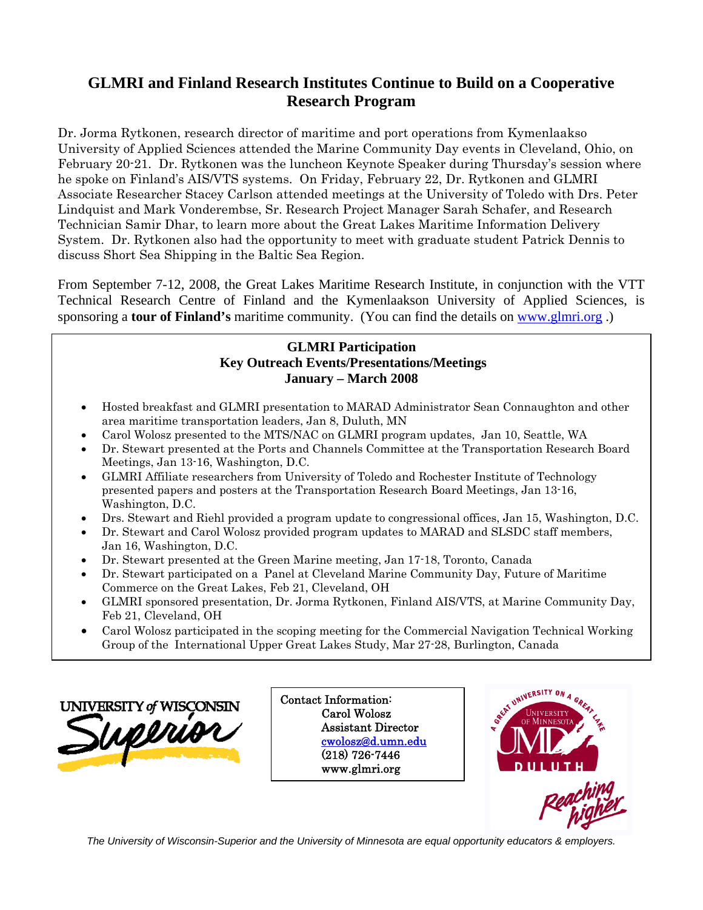## GLMRI and Finland Research Institutes Continue to Build on a Cooperative Research Program

Dr. Jorma Rytkonen, research director of maritime and port operations from Kymenlaakso University of Applied Sciences attended the Marine Community Day events in Cleveland, Ohio, on February 20-21. Dr. Rytkonen was the luncheon Keynote Speaker during Thursday's session where he spoke on Finland's AIS/VTS systems. On Friday, February 22, Dr. Rytkonen and GLMRI Associate Researcher Stacey Carlson attended meetings at the University of Toledo with Drs. Peter Lindquist and Mark Vonderembse, Sr. Research Project Manager Sarah Schafer, and Research Technician Samir Dhar, to learn more about the Great Lakes Maritime Information Delivery System. Dr. Rytkonen also had the opportunity to meet with graduate student Patrick Dennis to discuss Short Sea Shipping in the Baltic Sea Region.

From September 7-12, 2008, the Great Lakes Maritime Research Institute, in conjunction with the VTT Technical Research Centre of Finland and the Kymenlaakson University of Applied Sciences, is sponsoring a **tour of Finland's** maritime community. (You can find the details on www.glmri.org .)

**GLMRI Participation**
**Key Outreach Events/Presentations/Meetings**
**January – March 2008**

- Hosted breakfast and GLMRI presentation to MARAD Administrator Sean Connaughton and other area maritime transportation leaders, Jan 8, Duluth, MN
- Carol Wolosz presented to the MTS/NAC on GLMRI program updates, Jan 10, Seattle, WA
- Dr. Stewart presented at the Ports and Channels Committee at the Transportation Research Board Meetings, Jan 13-16, Washington, D.C.
- GLMRI Affiliate researchers from University of Toledo and Rochester Institute of Technology presented papers and posters at the Transportation Research Board Meetings, Jan 13-16, Washington, D.C.
- Drs. Stewart and Riehl provided a program update to congressional offices, Jan 15, Washington, D.C.
- Dr. Stewart and Carol Wolosz provided program updates to MARAD and SLSDC staff members, Jan 16, Washington, D.C.
- Dr. Stewart presented at the Green Marine meeting, Jan 17-18, Toronto, Canada
- Dr. Stewart participated on a Panel at Cleveland Marine Community Day, Future of Maritime Commerce on the Great Lakes, Feb 21, Cleveland, OH
- GLMRI sponsored presentation, Dr. Jorma Rytkonen, Finland AIS/VTS, at Marine Community Day, Feb 21, Cleveland, OH
- Carol Wolosz participated in the scoping meeting for the Commercial Navigation Technical Working Group of the International Upper Great Lakes Study, Mar 27-28, Burlington, Canada

UNIVERSITY of WISCONSIN Superior

Contact Information:
Carol Wolosz
Assistant Director
cwolosz@d.umn.edu
(218) 726-7446
www.glmri.org

A Great University on a Great Lake — University of Minnesota UMD Duluth — Reaching higher

*The University of Wisconsin-Superior and the University of Minnesota are equal opportunity educators & employers.*